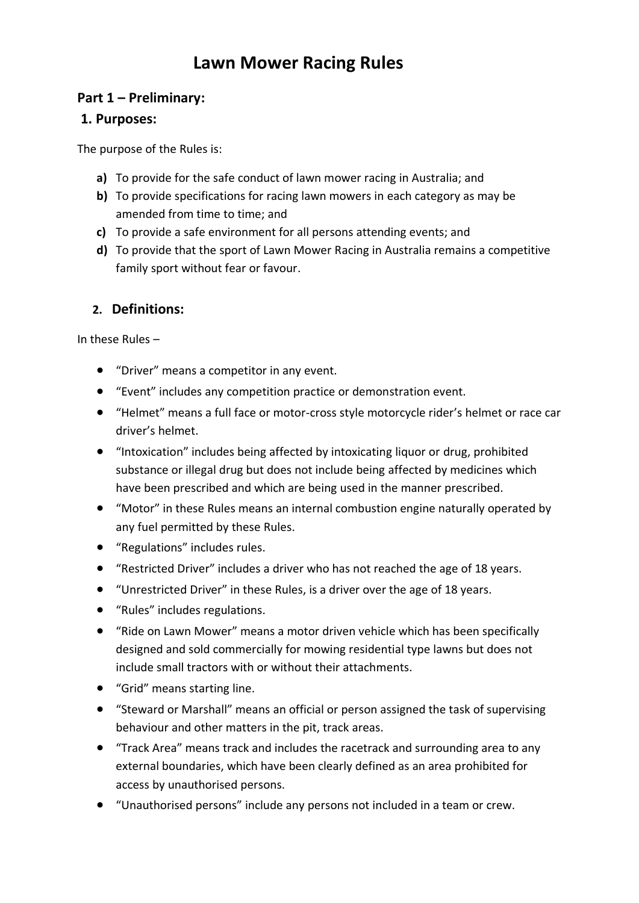# Lawn Mower Racing Rules

## Part 1 – Preliminary:

### 1. Purposes:

The purpose of the Rules is:

- **a)** To provide for the safe conduct of lawn mower racing in Australia; and
- **b)** To provide specifications for racing lawn mowers in each category as may be amended from time to time; and
- **c)** To provide a safe environment for all persons attending events; and
- **d)** To provide that the sport of Lawn Mower Racing in Australia remains a competitive family sport without fear or favour.

### 2. Definitions:

In these Rules –

- “Driver” means a competitor in any event.
- “Event” includes any competition practice or demonstration event.
- “Helmet” means a full face or motor-cross style motorcycle rider’s helmet or race car driver’s helmet.
- “Intoxication” includes being affected by intoxicating liquor or drug, prohibited substance or illegal drug but does not include being affected by medicines which have been prescribed and which are being used in the manner prescribed.
- “Motor” in these Rules means an internal combustion engine naturally operated by any fuel permitted by these Rules.
- “Regulations” includes rules.
- “Restricted Driver” includes a driver who has not reached the age of 18 years.
- “Unrestricted Driver” in these Rules, is a driver over the age of 18 years.
- “Rules” includes regulations.
- “Ride on Lawn Mower” means a motor driven vehicle which has been specifically designed and sold commercially for mowing residential type lawns but does not include small tractors with or without their attachments.
- “Grid” means starting line.
- “Steward or Marshall” means an official or person assigned the task of supervising behaviour and other matters in the pit, track areas.
- “Track Area” means track and includes the racetrack and surrounding area to any external boundaries, which have been clearly defined as an area prohibited for access by unauthorised persons.
- “Unauthorised persons” include any persons not included in a team or crew.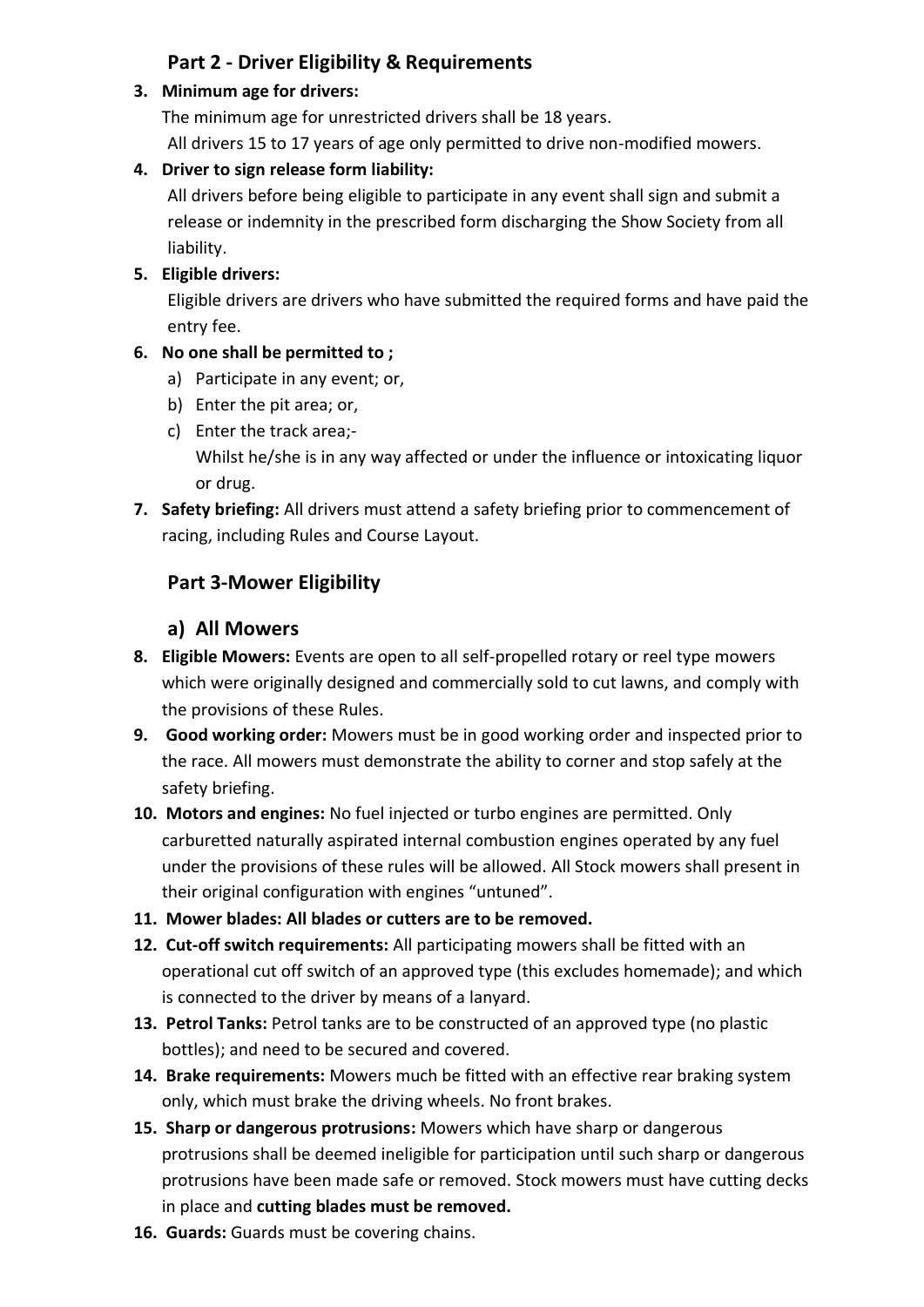## Part 2 - Driver Eligibility & Requirements

3. **Minimum age for drivers:**
   The minimum age for unrestricted drivers shall be 18 years.
   All drivers 15 to 17 years of age only permitted to drive non-modified mowers.
4. **Driver to sign release form liability:**
   All drivers before being eligible to participate in any event shall sign and submit a release or indemnity in the prescribed form discharging the Show Society from all liability.
5. **Eligible drivers:**
   Eligible drivers are drivers who have submitted the required forms and have paid the entry fee.
6. **No one shall be permitted to ;**
   a) Participate in any event; or,
   b) Enter the pit area; or,
   c) Enter the track area;-
   Whilst he/she is in any way affected or under the influence or intoxicating liquor or drug.
7. **Safety briefing:** All drivers must attend a safety briefing prior to commencement of racing, including Rules and Course Layout.

## Part 3-Mower Eligibility

### a) All Mowers

8. **Eligible Mowers:** Events are open to all self-propelled rotary or reel type mowers which were originally designed and commercially sold to cut lawns, and comply with the provisions of these Rules.
9. **Good working order:** Mowers must be in good working order and inspected prior to the race. All mowers must demonstrate the ability to corner and stop safely at the safety briefing.
10. **Motors and engines:** No fuel injected or turbo engines are permitted. Only carburetted naturally aspirated internal combustion engines operated by any fuel under the provisions of these rules will be allowed. All Stock mowers shall present in their original configuration with engines "untuned".
11. **Mower blades: All blades or cutters are to be removed.**
12. **Cut-off switch requirements:** All participating mowers shall be fitted with an operational cut off switch of an approved type (this excludes homemade); and which is connected to the driver by means of a lanyard.
13. **Petrol Tanks:** Petrol tanks are to be constructed of an approved type (no plastic bottles); and need to be secured and covered.
14. **Brake requirements:** Mowers much be fitted with an effective rear braking system only, which must brake the driving wheels. No front brakes.
15. **Sharp or dangerous protrusions:** Mowers which have sharp or dangerous protrusions shall be deemed ineligible for participation until such sharp or dangerous protrusions have been made safe or removed. Stock mowers must have cutting decks in place and **cutting blades must be removed.**
16. **Guards:** Guards must be covering chains.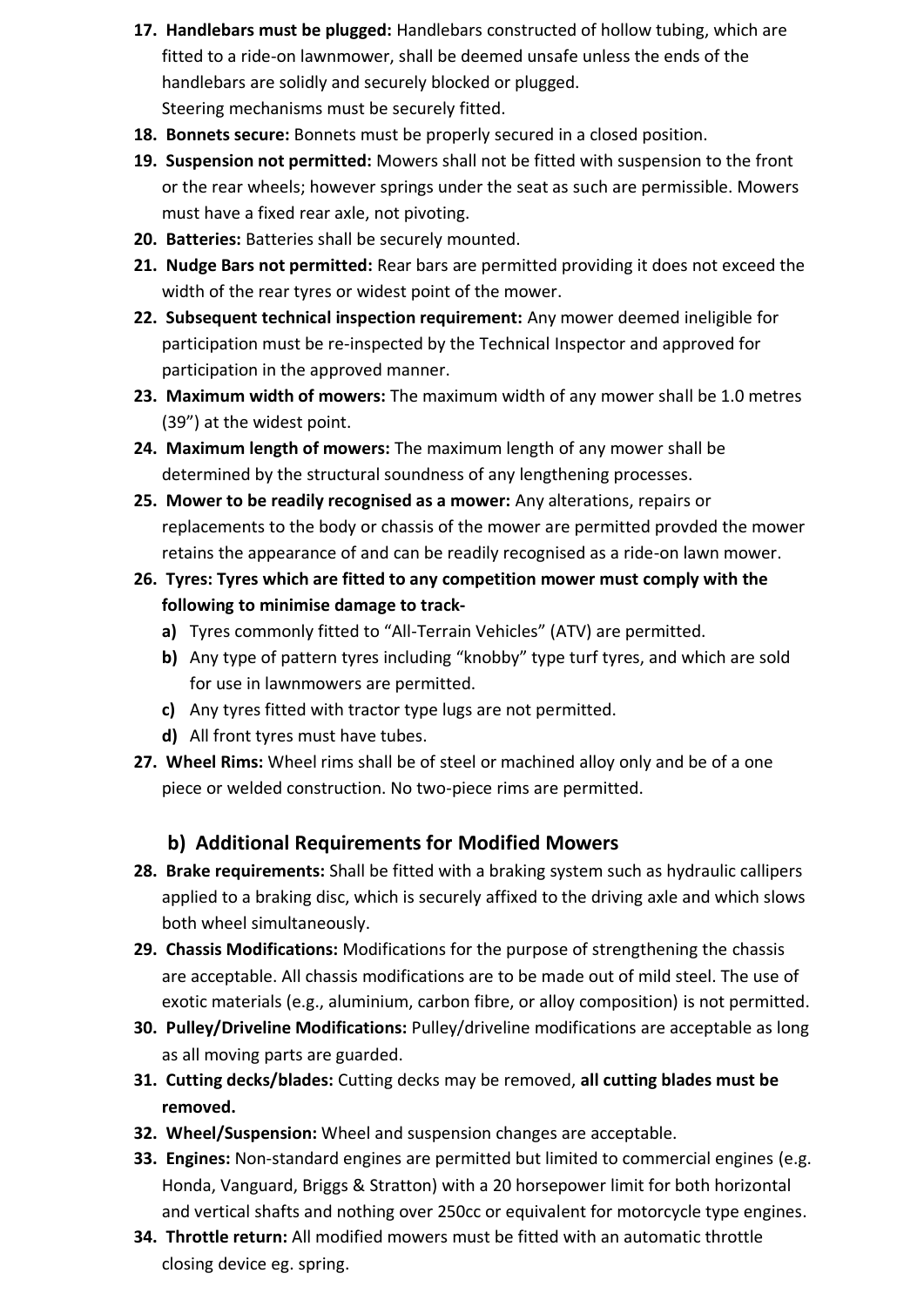17. **Handlebars must be plugged:** Handlebars constructed of hollow tubing, which are fitted to a ride-on lawnmower, shall be deemed unsafe unless the ends of the handlebars are solidly and securely blocked or plugged.
    Steering mechanisms must be securely fitted.
18. **Bonnets secure:** Bonnets must be properly secured in a closed position.
19. **Suspension not permitted:** Mowers shall not be fitted with suspension to the front or the rear wheels; however springs under the seat as such are permissible. Mowers must have a fixed rear axle, not pivoting.
20. **Batteries:** Batteries shall be securely mounted.
21. **Nudge Bars not permitted:** Rear bars are permitted providing it does not exceed the width of the rear tyres or widest point of the mower.
22. **Subsequent technical inspection requirement:** Any mower deemed ineligible for participation must be re-inspected by the Technical Inspector and approved for participation in the approved manner.
23. **Maximum width of mowers:** The maximum width of any mower shall be 1.0 metres (39") at the widest point.
24. **Maximum length of mowers:** The maximum length of any mower shall be determined by the structural soundness of any lengthening processes.
25. **Mower to be readily recognised as a mower:** Any alterations, repairs or replacements to the body or chassis of the mower are permitted provded the mower retains the appearance of and can be readily recognised as a ride-on lawn mower.
26. **Tyres: Tyres which are fitted to any competition mower must comply with the following to minimise damage to track-**
    a) Tyres commonly fitted to "All-Terrain Vehicles" (ATV) are permitted.
    b) Any type of pattern tyres including "knobby" type turf tyres, and which are sold for use in lawnmowers are permitted.
    c) Any tyres fitted with tractor type lugs are not permitted.
    d) All front tyres must have tubes.
27. **Wheel Rims:** Wheel rims shall be of steel or machined alloy only and be of a one piece or welded construction. No two-piece rims are permitted.

## b) Additional Requirements for Modified Mowers

28. **Brake requirements:** Shall be fitted with a braking system such as hydraulic callipers applied to a braking disc, which is securely affixed to the driving axle and which slows both wheel simultaneously.
29. **Chassis Modifications:** Modifications for the purpose of strengthening the chassis are acceptable. All chassis modifications are to be made out of mild steel. The use of exotic materials (e.g., aluminium, carbon fibre, or alloy composition) is not permitted.
30. **Pulley/Driveline Modifications:** Pulley/driveline modifications are acceptable as long as all moving parts are guarded.
31. **Cutting decks/blades:** Cutting decks may be removed, **all cutting blades must be removed.**
32. **Wheel/Suspension:** Wheel and suspension changes are acceptable.
33. **Engines:** Non-standard engines are permitted but limited to commercial engines (e.g. Honda, Vanguard, Briggs & Stratton) with a 20 horsepower limit for both horizontal and vertical shafts and nothing over 250cc or equivalent for motorcycle type engines.
34. **Throttle return:** All modified mowers must be fitted with an automatic throttle closing device eg. spring.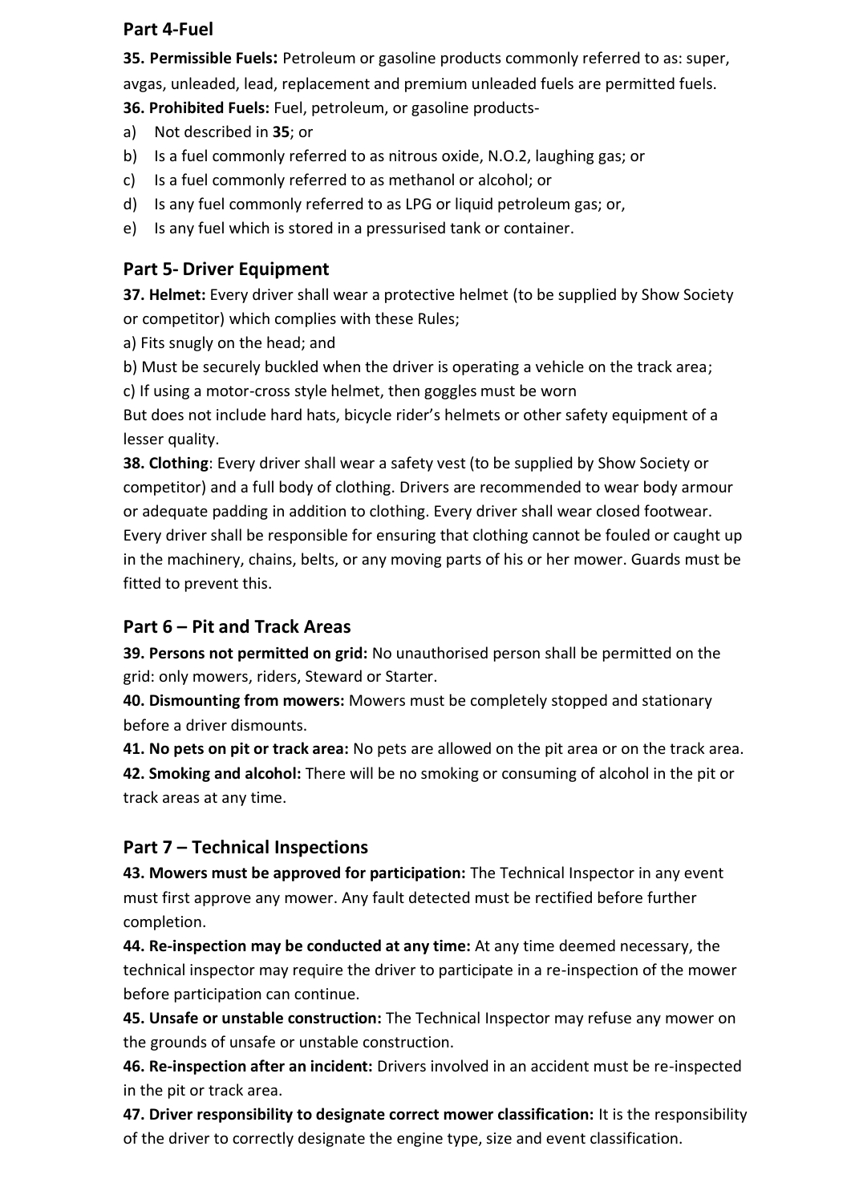## Part 4-Fuel

**35. Permissible Fuels:** Petroleum or gasoline products commonly referred to as: super, avgas, unleaded, lead, replacement and premium unleaded fuels are permitted fuels.

**36. Prohibited Fuels:** Fuel, petroleum, or gasoline products-

a) Not described in **35**; or
b) Is a fuel commonly referred to as nitrous oxide, N.O.2, laughing gas; or
c) Is a fuel commonly referred to as methanol or alcohol; or
d) Is any fuel commonly referred to as LPG or liquid petroleum gas; or,
e) Is any fuel which is stored in a pressurised tank or container.

## Part 5- Driver Equipment

**37. Helmet:** Every driver shall wear a protective helmet (to be supplied by Show Society or competitor) which complies with these Rules;

a) Fits snugly on the head; and
b) Must be securely buckled when the driver is operating a vehicle on the track area;
c) If using a motor-cross style helmet, then goggles must be worn

But does not include hard hats, bicycle rider's helmets or other safety equipment of a lesser quality.

**38. Clothing**: Every driver shall wear a safety vest (to be supplied by Show Society or competitor) and a full body of clothing. Drivers are recommended to wear body armour or adequate padding in addition to clothing. Every driver shall wear closed footwear. Every driver shall be responsible for ensuring that clothing cannot be fouled or caught up in the machinery, chains, belts, or any moving parts of his or her mower. Guards must be fitted to prevent this.

## Part 6 – Pit and Track Areas

**39. Persons not permitted on grid:** No unauthorised person shall be permitted on the grid: only mowers, riders, Steward or Starter.

**40. Dismounting from mowers:** Mowers must be completely stopped and stationary before a driver dismounts.

**41. No pets on pit or track area:** No pets are allowed on the pit area or on the track area.

**42. Smoking and alcohol:** There will be no smoking or consuming of alcohol in the pit or track areas at any time.

## Part 7 – Technical Inspections

**43. Mowers must be approved for participation:** The Technical Inspector in any event must first approve any mower. Any fault detected must be rectified before further completion.

**44. Re-inspection may be conducted at any time:** At any time deemed necessary, the technical inspector may require the driver to participate in a re-inspection of the mower before participation can continue.

**45. Unsafe or unstable construction:** The Technical Inspector may refuse any mower on the grounds of unsafe or unstable construction.

**46. Re-inspection after an incident:** Drivers involved in an accident must be re-inspected in the pit or track area.

**47. Driver responsibility to designate correct mower classification:** It is the responsibility of the driver to correctly designate the engine type, size and event classification.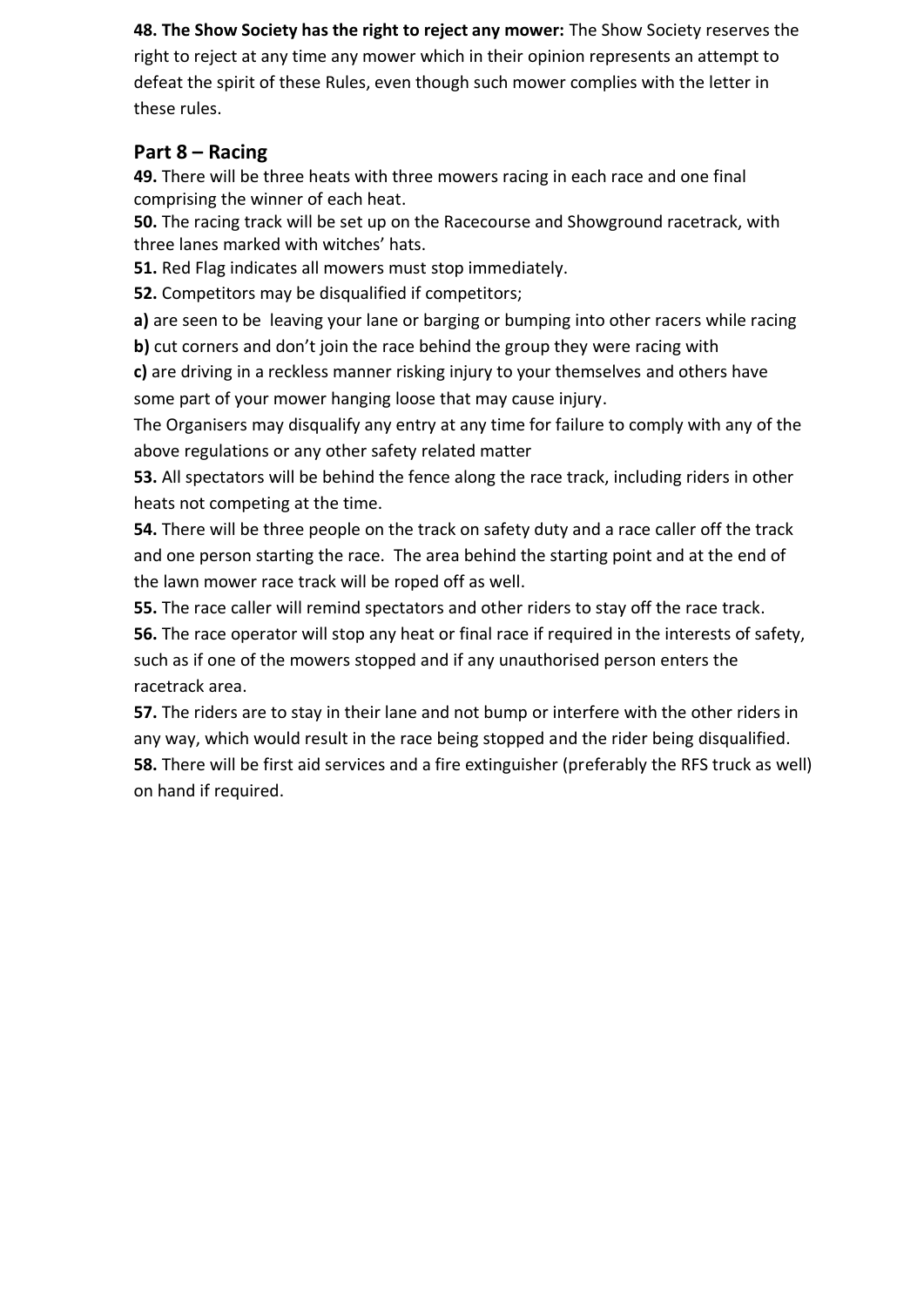**48. The Show Society has the right to reject any mower:** The Show Society reserves the right to reject at any time any mower which in their opinion represents an attempt to defeat the spirit of these Rules, even though such mower complies with the letter in these rules.

## Part 8 – Racing

**49.** There will be three heats with three mowers racing in each race and one final comprising the winner of each heat.

**50.** The racing track will be set up on the Racecourse and Showground racetrack, with three lanes marked with witches' hats.

**51.** Red Flag indicates all mowers must stop immediately.

**52.** Competitors may be disqualified if competitors;

**a)** are seen to be leaving your lane or barging or bumping into other racers while racing

**b)** cut corners and don't join the race behind the group they were racing with

**c)** are driving in a reckless manner risking injury to your themselves and others have some part of your mower hanging loose that may cause injury.

The Organisers may disqualify any entry at any time for failure to comply with any of the above regulations or any other safety related matter

**53.** All spectators will be behind the fence along the race track, including riders in other heats not competing at the time.

**54.** There will be three people on the track on safety duty and a race caller off the track and one person starting the race. The area behind the starting point and at the end of the lawn mower race track will be roped off as well.

**55.** The race caller will remind spectators and other riders to stay off the race track.

**56.** The race operator will stop any heat or final race if required in the interests of safety, such as if one of the mowers stopped and if any unauthorised person enters the racetrack area.

**57.** The riders are to stay in their lane and not bump or interfere with the other riders in any way, which would result in the race being stopped and the rider being disqualified.

**58.** There will be first aid services and a fire extinguisher (preferably the RFS truck as well) on hand if required.